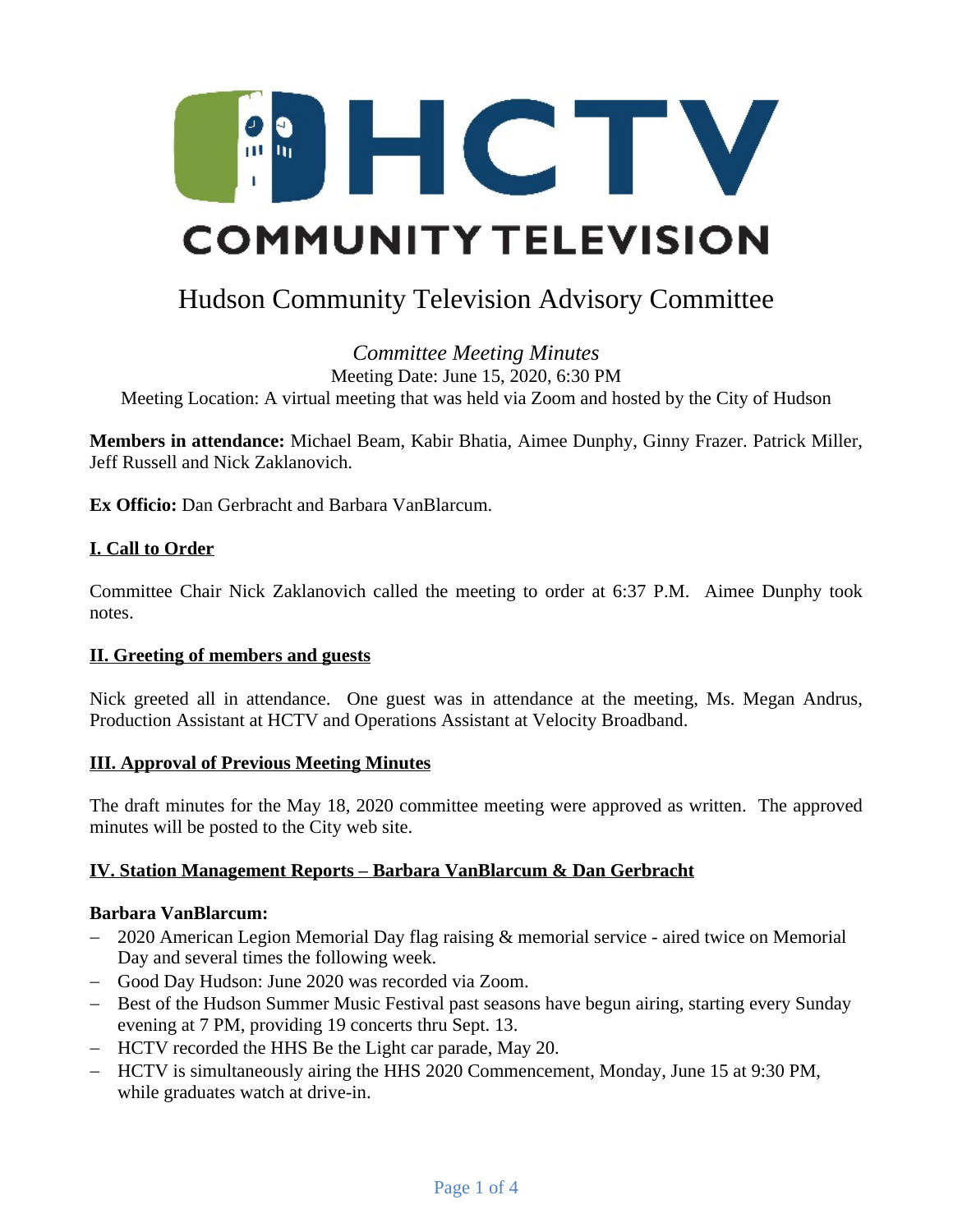# HCTV COMMUNITY TELEVISION

# Hudson Community Television Advisory Committee

*Committee Meeting Minutes*

Meeting Date: June 15, 2020, 6:30 PM

Meeting Location: A virtual meeting that was held via Zoom and hosted by the City of Hudson

**Members in attendance:** Michael Beam, Kabir Bhatia, Aimee Dunphy, Ginny Frazer. Patrick Miller, Jeff Russell and Nick Zaklanovich.

**Ex Officio:** Dan Gerbracht and Barbara VanBlarcum.

## I. Call to Order

Committee Chair Nick Zaklanovich called the meeting to order at 6:37 P.M. Aimee Dunphy took notes.

## II. Greeting of members and guests

Nick greeted all in attendance. One guest was in attendance at the meeting, Ms. Megan Andrus, Production Assistant at HCTV and Operations Assistant at Velocity Broadband.

## III. Approval of Previous Meeting Minutes

The draft minutes for the May 18, 2020 committee meeting were approved as written. The approved minutes will be posted to the City web site.

## IV. Station Management Reports – Barbara VanBlarcum & Dan Gerbracht

**Barbara VanBlarcum:**

- 2020 American Legion Memorial Day flag raising & memorial service - aired twice on Memorial Day and several times the following week.
- Good Day Hudson: June 2020 was recorded via Zoom.
- Best of the Hudson Summer Music Festival past seasons have begun airing, starting every Sunday evening at 7 PM, providing 19 concerts thru Sept. 13.
- HCTV recorded the HHS Be the Light car parade, May 20.
- HCTV is simultaneously airing the HHS 2020 Commencement, Monday, June 15 at 9:30 PM, while graduates watch at drive-in.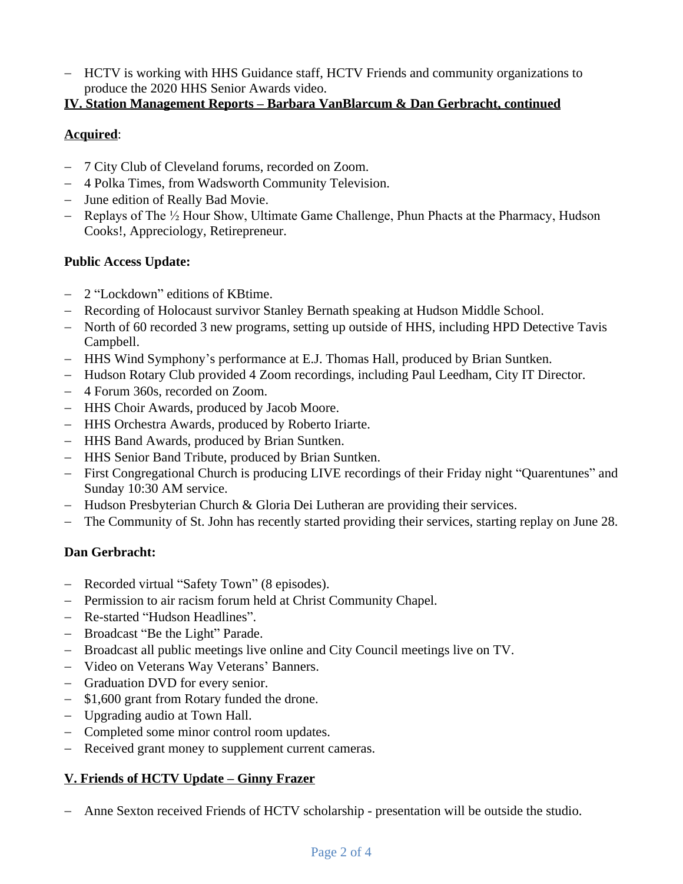- HCTV is working with HHS Guidance staff, HCTV Friends and community organizations to produce the 2020 HHS Senior Awards video.

## IV. Station Management Reports – Barbara VanBlarcum & Dan Gerbracht, continued

**Acquired**:

- 7 City Club of Cleveland forums, recorded on Zoom.
- 4 Polka Times, from Wadsworth Community Television.
- June edition of Really Bad Movie.
- Replays of The ½ Hour Show, Ultimate Game Challenge, Phun Phacts at the Pharmacy, Hudson Cooks!, Appreciology, Retirepreneur.

**Public Access Update:**

- 2 "Lockdown" editions of KBtime.
- Recording of Holocaust survivor Stanley Bernath speaking at Hudson Middle School.
- North of 60 recorded 3 new programs, setting up outside of HHS, including HPD Detective Tavis Campbell.
- HHS Wind Symphony's performance at E.J. Thomas Hall, produced by Brian Suntken.
- Hudson Rotary Club provided 4 Zoom recordings, including Paul Leedham, City IT Director.
- 4 Forum 360s, recorded on Zoom.
- HHS Choir Awards, produced by Jacob Moore.
- HHS Orchestra Awards, produced by Roberto Iriarte.
- HHS Band Awards, produced by Brian Suntken.
- HHS Senior Band Tribute, produced by Brian Suntken.
- First Congregational Church is producing LIVE recordings of their Friday night "Quarentunes" and Sunday 10:30 AM service.
- Hudson Presbyterian Church & Gloria Dei Lutheran are providing their services.
- The Community of St. John has recently started providing their services, starting replay on June 28.

**Dan Gerbracht:**

- Recorded virtual "Safety Town" (8 episodes).
- Permission to air racism forum held at Christ Community Chapel.
- Re-started "Hudson Headlines".
- Broadcast "Be the Light" Parade.
- Broadcast all public meetings live online and City Council meetings live on TV.
- Video on Veterans Way Veterans' Banners.
- Graduation DVD for every senior.
- $1,600 grant from Rotary funded the drone.
- Upgrading audio at Town Hall.
- Completed some minor control room updates.
- Received grant money to supplement current cameras.

## V. Friends of HCTV Update – Ginny Frazer

- Anne Sexton received Friends of HCTV scholarship - presentation will be outside the studio.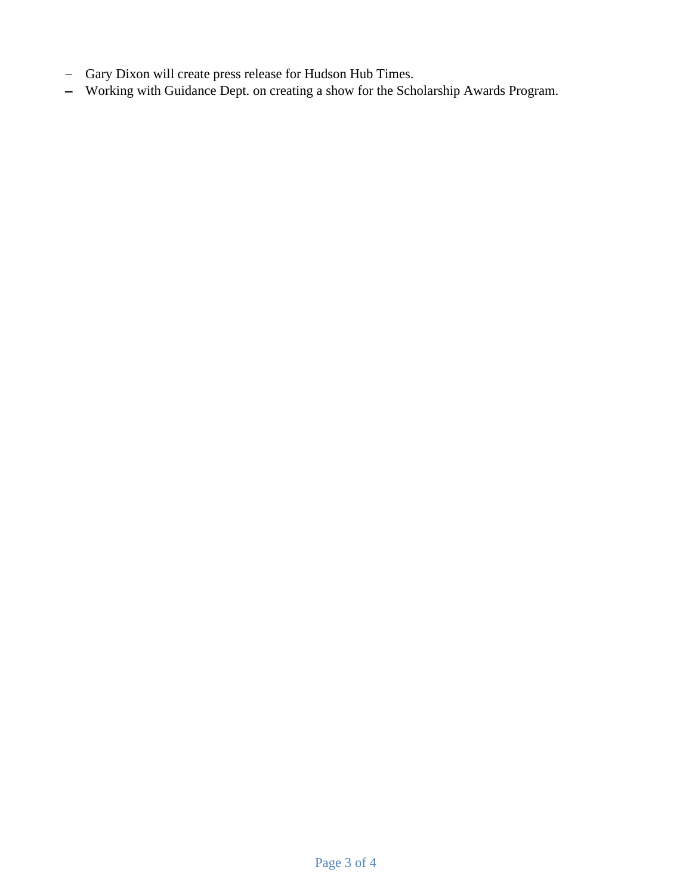- Gary Dixon will create press release for Hudson Hub Times.
- Working with Guidance Dept. on creating a show for the Scholarship Awards Program.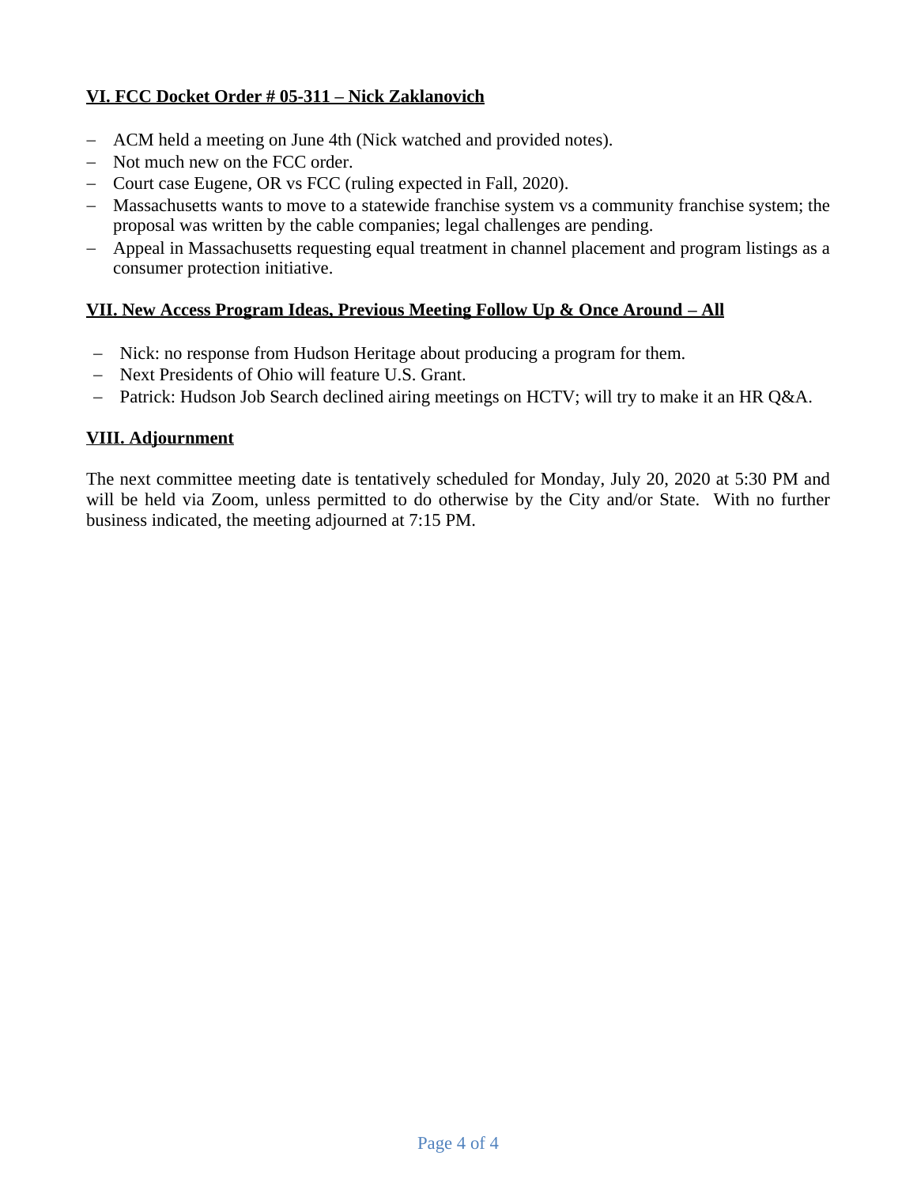**VI. FCC Docket Order # 05-311 – Nick Zaklanovich**

- ACM held a meeting on June 4th (Nick watched and provided notes).
- Not much new on the FCC order.
- Court case Eugene, OR vs FCC (ruling expected in Fall, 2020).
- Massachusetts wants to move to a statewide franchise system vs a community franchise system; the proposal was written by the cable companies; legal challenges are pending.
- Appeal in Massachusetts requesting equal treatment in channel placement and program listings as a consumer protection initiative.

**VII. New Access Program Ideas, Previous Meeting Follow Up & Once Around – All**

- Nick: no response from Hudson Heritage about producing a program for them.
- Next Presidents of Ohio will feature U.S. Grant.
- Patrick: Hudson Job Search declined airing meetings on HCTV; will try to make it an HR Q&A.

**VIII. Adjournment**

The next committee meeting date is tentatively scheduled for Monday, July 20, 2020 at 5:30 PM and will be held via Zoom, unless permitted to do otherwise by the City and/or State. With no further business indicated, the meeting adjourned at 7:15 PM.